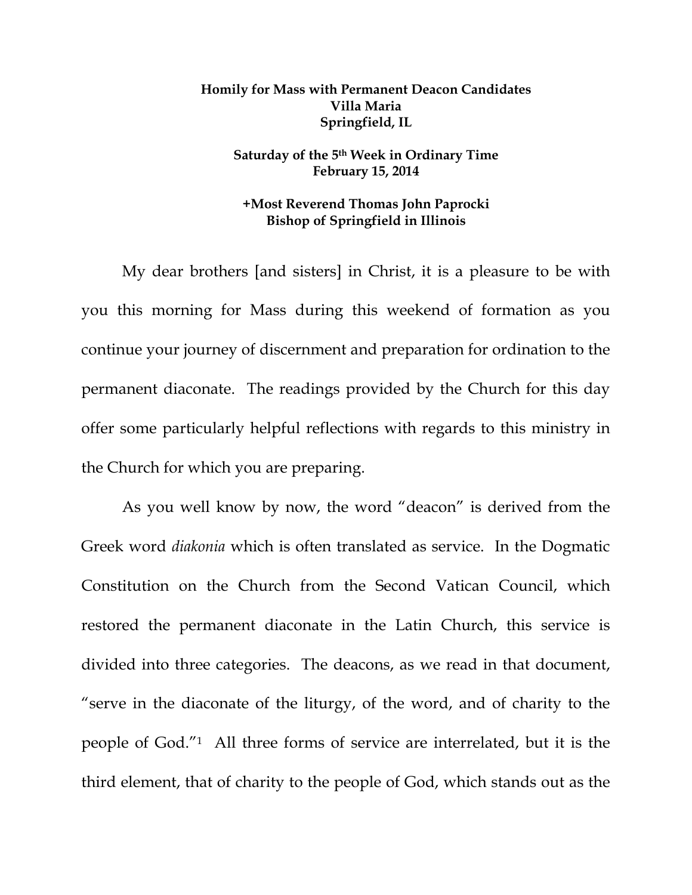**Homily for Mass with Permanent Deacon Candidates**
**Villa Maria**
**Springfield, IL**

**Saturday of the 5th Week in Ordinary Time**
**February 15, 2014**

**+Most Reverend Thomas John Paprocki**
**Bishop of Springfield in Illinois**

My dear brothers [and sisters] in Christ, it is a pleasure to be with you this morning for Mass during this weekend of formation as you continue your journey of discernment and preparation for ordination to the permanent diaconate. The readings provided by the Church for this day offer some particularly helpful reflections with regards to this ministry in the Church for which you are preparing.

As you well know by now, the word "deacon" is derived from the Greek word *diakonia* which is often translated as service. In the Dogmatic Constitution on the Church from the Second Vatican Council, which restored the permanent diaconate in the Latin Church, this service is divided into three categories. The deacons, as we read in that document, "serve in the diaconate of the liturgy, of the word, and of charity to the people of God."[1] All three forms of service are interrelated, but it is the third element, that of charity to the people of God, which stands out as the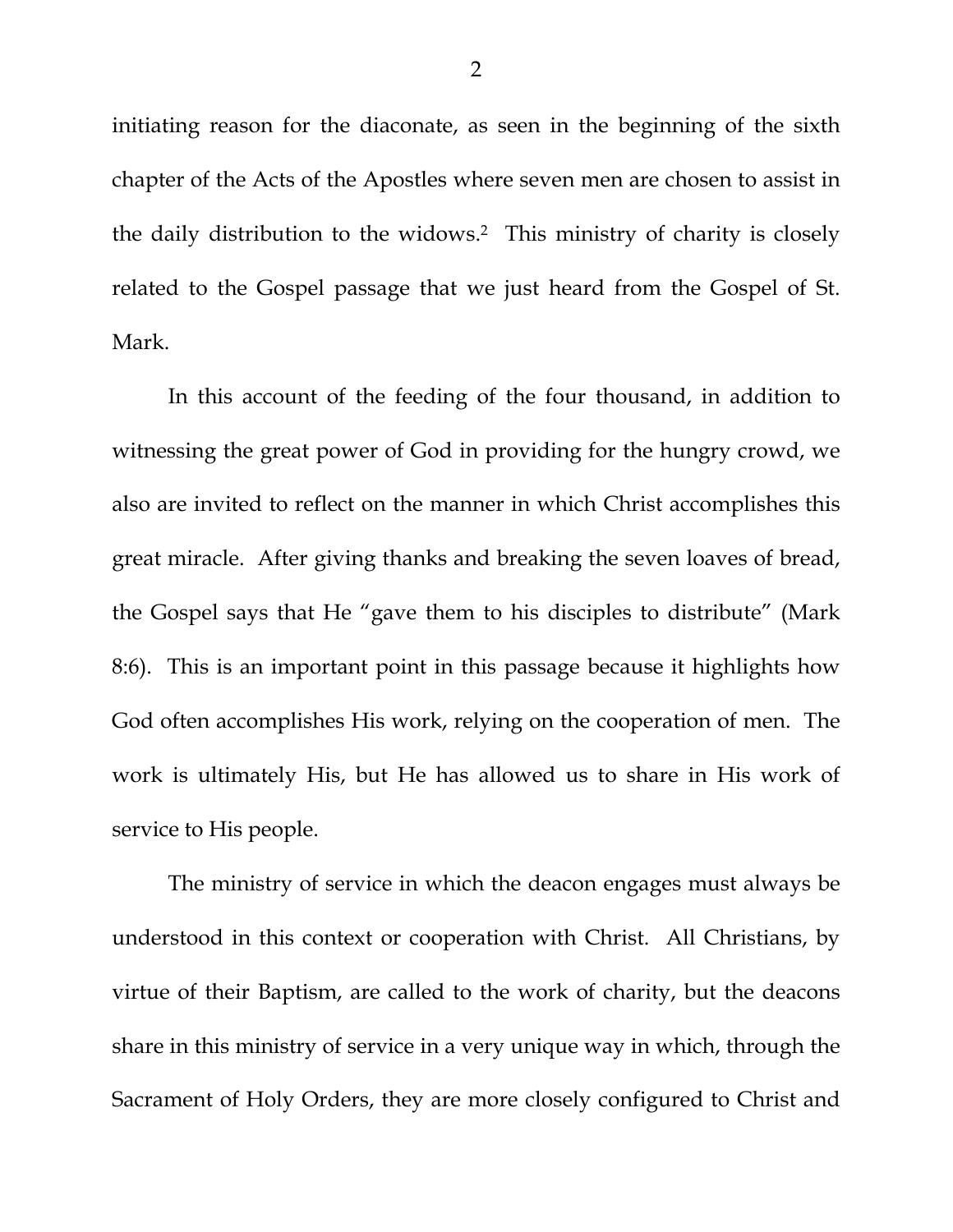initiating reason for the diaconate, as seen in the beginning of the sixth chapter of the Acts of the Apostles where seven men are chosen to assist in the daily distribution to the widows.[2] This ministry of charity is closely related to the Gospel passage that we just heard from the Gospel of St. Mark.

In this account of the feeding of the four thousand, in addition to witnessing the great power of God in providing for the hungry crowd, we also are invited to reflect on the manner in which Christ accomplishes this great miracle. After giving thanks and breaking the seven loaves of bread, the Gospel says that He "gave them to his disciples to distribute" (Mark 8:6). This is an important point in this passage because it highlights how God often accomplishes His work, relying on the cooperation of men. The work is ultimately His, but He has allowed us to share in His work of service to His people.

The ministry of service in which the deacon engages must always be understood in this context or cooperation with Christ. All Christians, by virtue of their Baptism, are called to the work of charity, but the deacons share in this ministry of service in a very unique way in which, through the Sacrament of Holy Orders, they are more closely configured to Christ and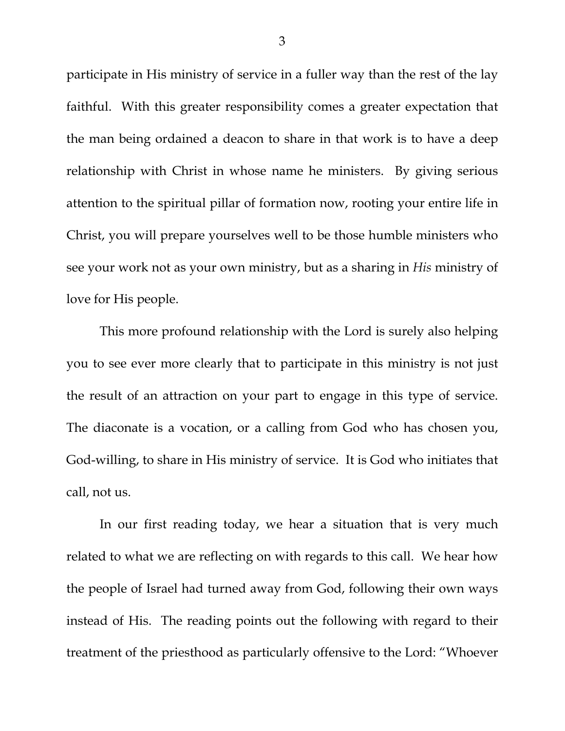participate in His ministry of service in a fuller way than the rest of the lay faithful. With this greater responsibility comes a greater expectation that the man being ordained a deacon to share in that work is to have a deep relationship with Christ in whose name he ministers. By giving serious attention to the spiritual pillar of formation now, rooting your entire life in Christ, you will prepare yourselves well to be those humble ministers who see your work not as your own ministry, but as a sharing in *His* ministry of love for His people.

This more profound relationship with the Lord is surely also helping you to see ever more clearly that to participate in this ministry is not just the result of an attraction on your part to engage in this type of service. The diaconate is a vocation, or a calling from God who has chosen you, God-willing, to share in His ministry of service. It is God who initiates that call, not us.

In our first reading today, we hear a situation that is very much related to what we are reflecting on with regards to this call. We hear how the people of Israel had turned away from God, following their own ways instead of His. The reading points out the following with regard to their treatment of the priesthood as particularly offensive to the Lord: "Whoever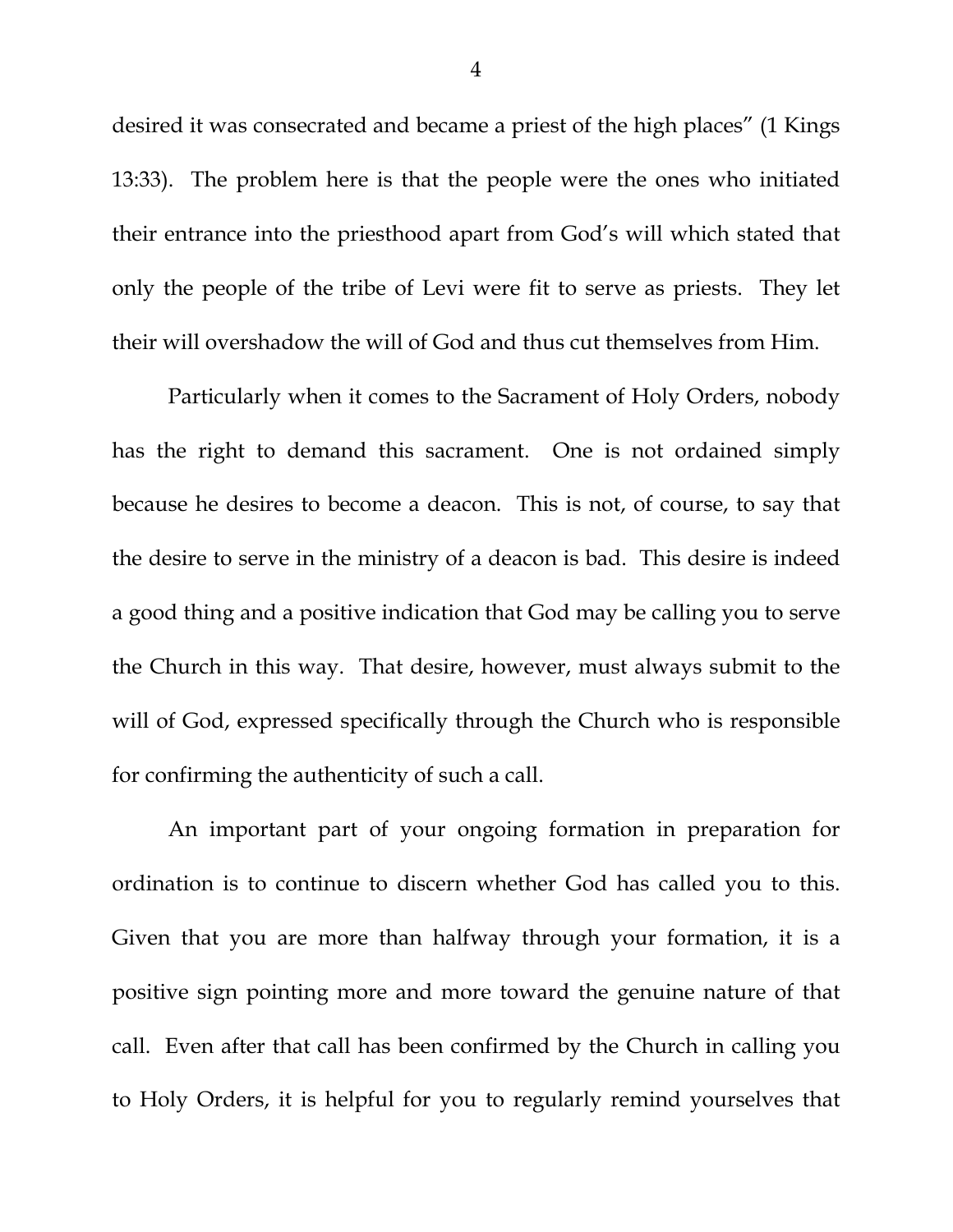desired it was consecrated and became a priest of the high places" (1 Kings 13:33). The problem here is that the people were the ones who initiated their entrance into the priesthood apart from God's will which stated that only the people of the tribe of Levi were fit to serve as priests. They let their will overshadow the will of God and thus cut themselves from Him.

Particularly when it comes to the Sacrament of Holy Orders, nobody has the right to demand this sacrament. One is not ordained simply because he desires to become a deacon. This is not, of course, to say that the desire to serve in the ministry of a deacon is bad. This desire is indeed a good thing and a positive indication that God may be calling you to serve the Church in this way. That desire, however, must always submit to the will of God, expressed specifically through the Church who is responsible for confirming the authenticity of such a call.

An important part of your ongoing formation in preparation for ordination is to continue to discern whether God has called you to this. Given that you are more than halfway through your formation, it is a positive sign pointing more and more toward the genuine nature of that call. Even after that call has been confirmed by the Church in calling you to Holy Orders, it is helpful for you to regularly remind yourselves that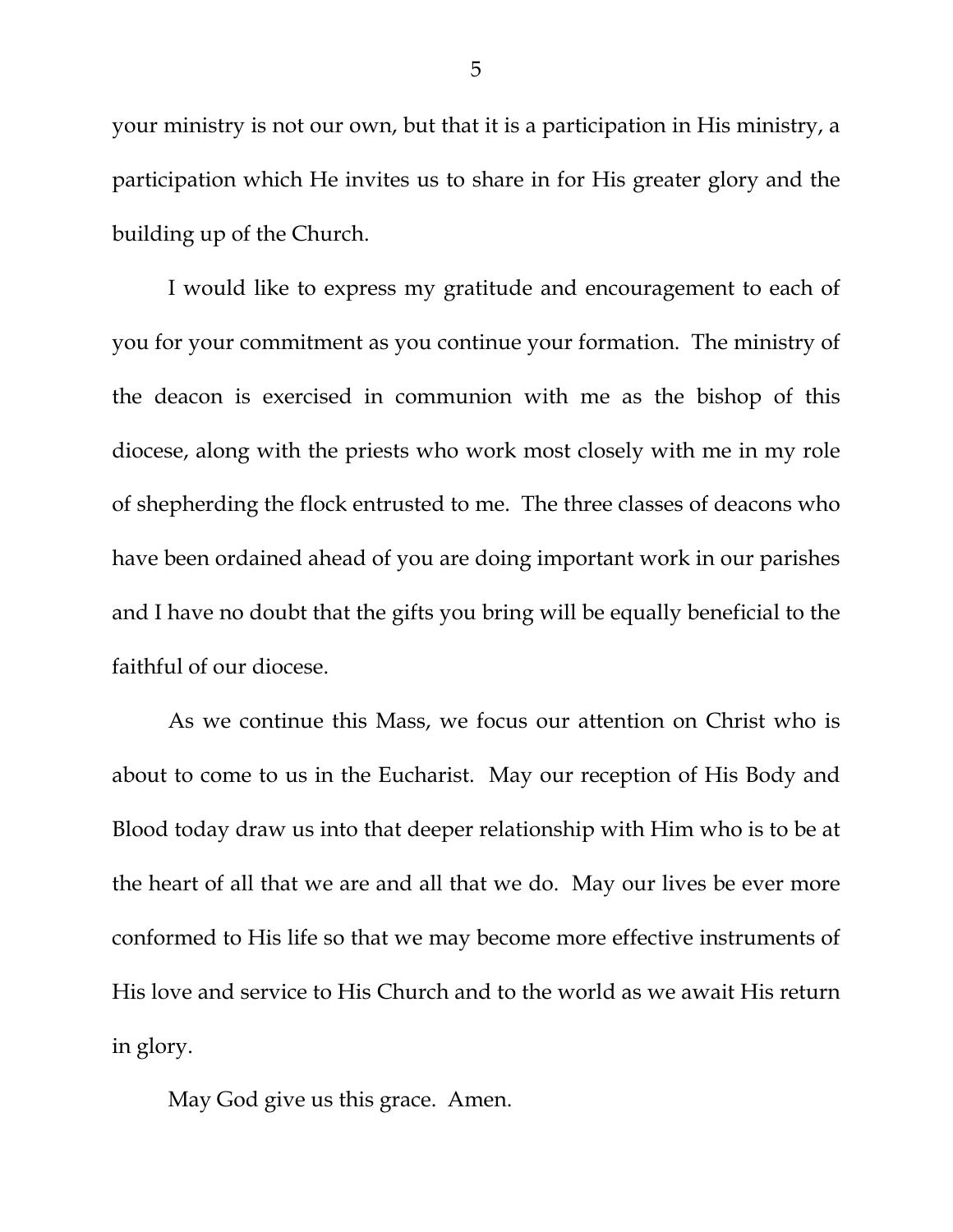your ministry is not our own, but that it is a participation in His ministry, a participation which He invites us to share in for His greater glory and the building up of the Church.

I would like to express my gratitude and encouragement to each of you for your commitment as you continue your formation. The ministry of the deacon is exercised in communion with me as the bishop of this diocese, along with the priests who work most closely with me in my role of shepherding the flock entrusted to me. The three classes of deacons who have been ordained ahead of you are doing important work in our parishes and I have no doubt that the gifts you bring will be equally beneficial to the faithful of our diocese.

As we continue this Mass, we focus our attention on Christ who is about to come to us in the Eucharist. May our reception of His Body and Blood today draw us into that deeper relationship with Him who is to be at the heart of all that we are and all that we do. May our lives be ever more conformed to His life so that we may become more effective instruments of His love and service to His Church and to the world as we await His return in glory.

May God give us this grace. Amen.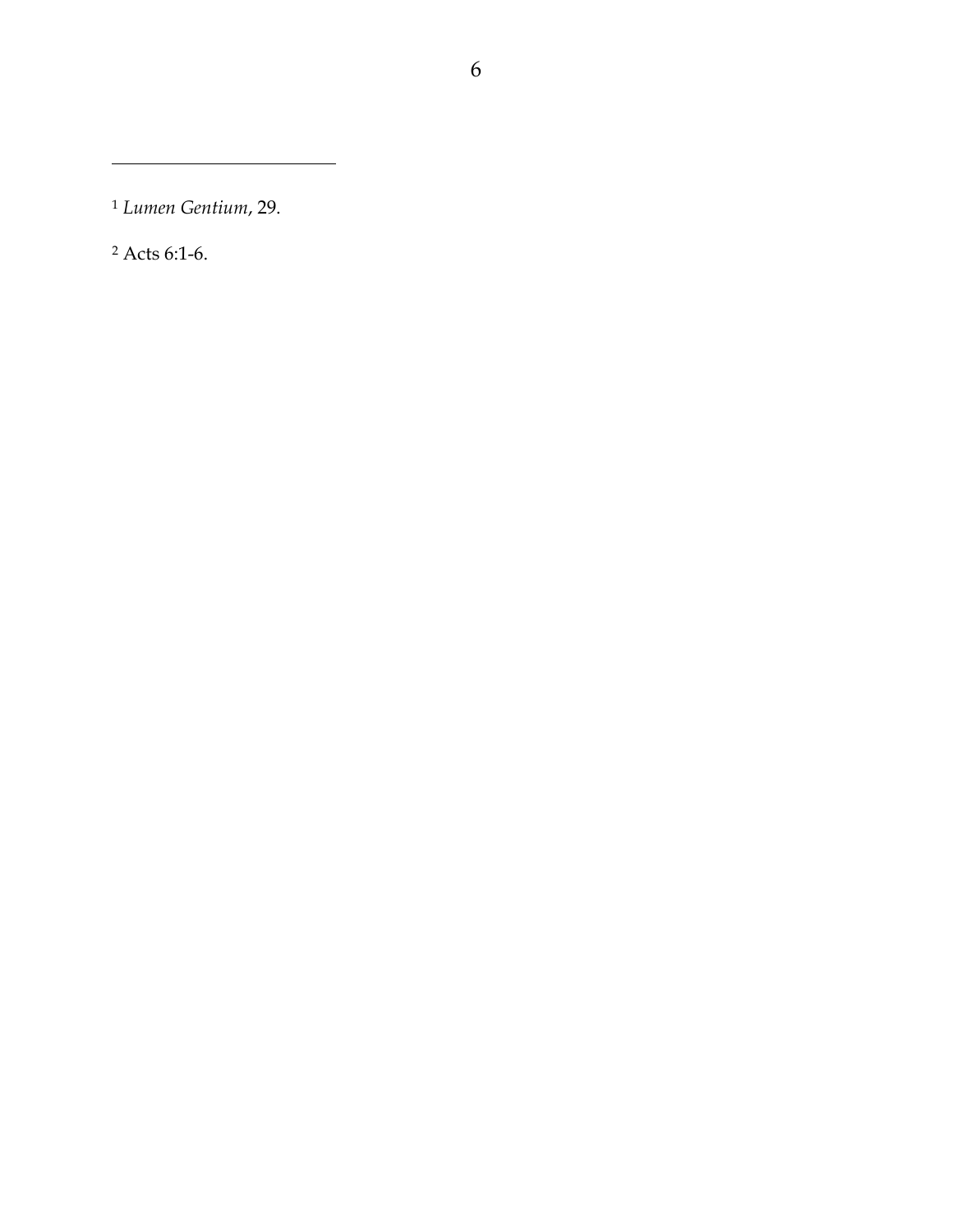[1] *Lumen Gentium*, 29.

[2] Acts 6:1-6.